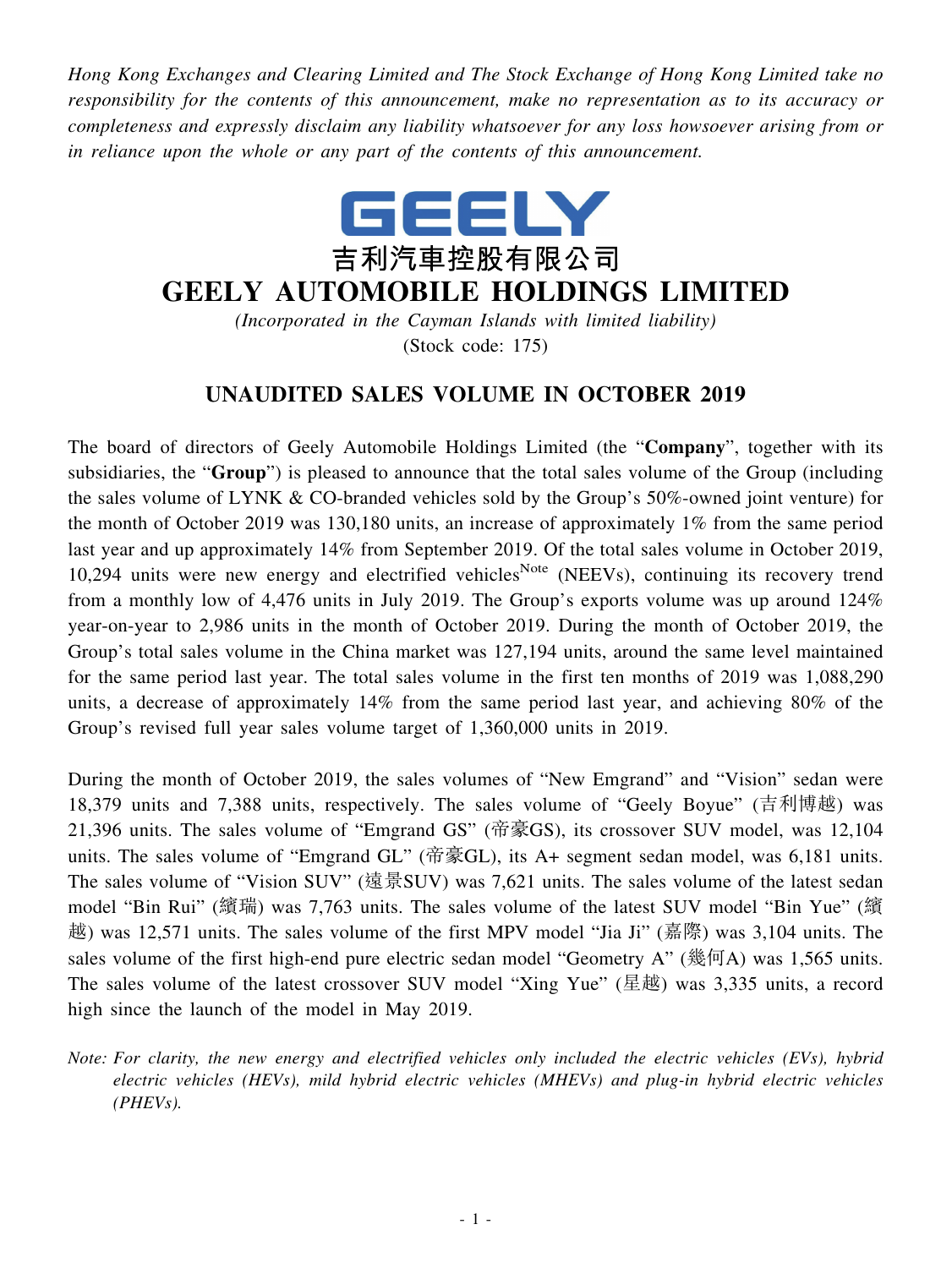*Hong Kong Exchanges and Clearing Limited and The Stock Exchange of Hong Kong Limited take no responsibility for the contents of this announcement, make no representation as to its accuracy or completeness and expressly disclaim any liability whatsoever for any loss howsoever arising from or in reliance upon the whole or any part of the contents of this announcement.*

GEELY

吉利汽車控股有限公司

# GEELY AUTOMOBILE HOLDINGS LIMITED

*(Incorporated in the Cayman Islands with limited liability)*
(Stock code: 175)

## UNAUDITED SALES VOLUME IN OCTOBER 2019

The board of directors of Geely Automobile Holdings Limited (the "**Company**", together with its subsidiaries, the "**Group**") is pleased to announce that the total sales volume of the Group (including the sales volume of LYNK & CO-branded vehicles sold by the Group's 50%-owned joint venture) for the month of October 2019 was 130,180 units, an increase of approximately 1% from the same period last year and up approximately 14% from September 2019. Of the total sales volume in October 2019, 10,294 units were new energy and electrified vehicles[Note] (NEEVs), continuing its recovery trend from a monthly low of 4,476 units in July 2019. The Group's exports volume was up around 124% year-on-year to 2,986 units in the month of October 2019. During the month of October 2019, the Group's total sales volume in the China market was 127,194 units, around the same level maintained for the same period last year. The total sales volume in the first ten months of 2019 was 1,088,290 units, a decrease of approximately 14% from the same period last year, and achieving 80% of the Group's revised full year sales volume target of 1,360,000 units in 2019.

During the month of October 2019, the sales volumes of "New Emgrand" and "Vision" sedan were 18,379 units and 7,388 units, respectively. The sales volume of "Geely Boyue" (吉利博越) was 21,396 units. The sales volume of "Emgrand GS" (帝豪GS), its crossover SUV model, was 12,104 units. The sales volume of "Emgrand GL" (帝豪GL), its A+ segment sedan model, was 6,181 units. The sales volume of "Vision SUV" (遠景SUV) was 7,621 units. The sales volume of the latest sedan model "Bin Rui" (繽瑞) was 7,763 units. The sales volume of the latest SUV model "Bin Yue" (繽越) was 12,571 units. The sales volume of the first MPV model "Jia Ji" (嘉際) was 3,104 units. The sales volume of the first high-end pure electric sedan model "Geometry A" (幾何A) was 1,565 units. The sales volume of the latest crossover SUV model "Xing Yue" (星越) was 3,335 units, a record high since the launch of the model in May 2019.

*Note: For clarity, the new energy and electrified vehicles only included the electric vehicles (EVs), hybrid electric vehicles (HEVs), mild hybrid electric vehicles (MHEVs) and plug-in hybrid electric vehicles (PHEVs).*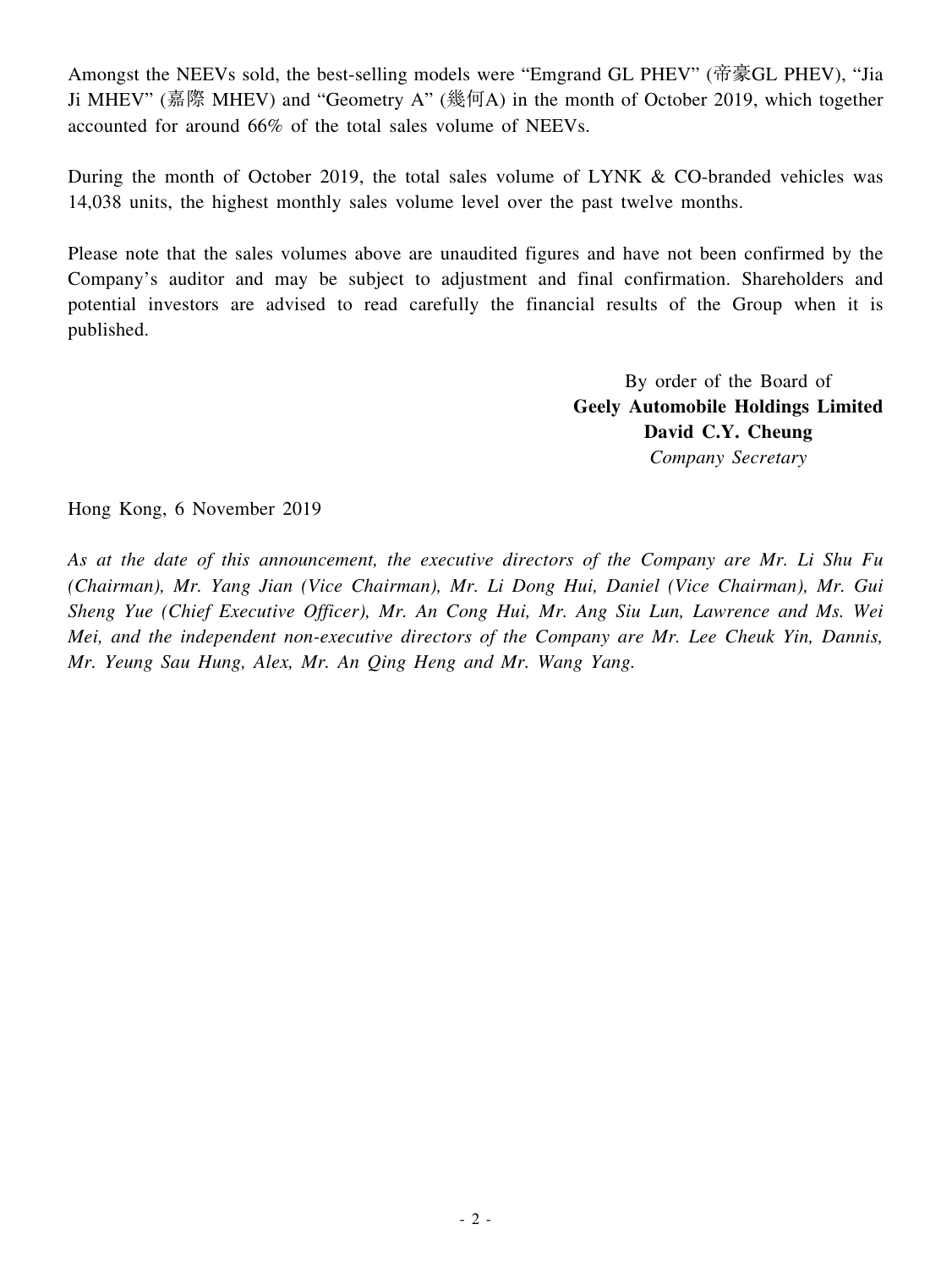Amongst the NEEVs sold, the best-selling models were "Emgrand GL PHEV" (帝豪GL PHEV), "Jia Ji MHEV" (嘉際 MHEV) and "Geometry A" (幾何A) in the month of October 2019, which together accounted for around 66% of the total sales volume of NEEVs.

During the month of October 2019, the total sales volume of LYNK & CO-branded vehicles was 14,038 units, the highest monthly sales volume level over the past twelve months.

Please note that the sales volumes above are unaudited figures and have not been confirmed by the Company's auditor and may be subject to adjustment and final confirmation. Shareholders and potential investors are advised to read carefully the financial results of the Group when it is published.

By order of the Board of
**Geely Automobile Holdings Limited**
**David C.Y. Cheung**
*Company Secretary*

Hong Kong, 6 November 2019

*As at the date of this announcement, the executive directors of the Company are Mr. Li Shu Fu (Chairman), Mr. Yang Jian (Vice Chairman), Mr. Li Dong Hui, Daniel (Vice Chairman), Mr. Gui Sheng Yue (Chief Executive Officer), Mr. An Cong Hui, Mr. Ang Siu Lun, Lawrence and Ms. Wei Mei, and the independent non-executive directors of the Company are Mr. Lee Cheuk Yin, Dannis, Mr. Yeung Sau Hung, Alex, Mr. An Qing Heng and Mr. Wang Yang.*